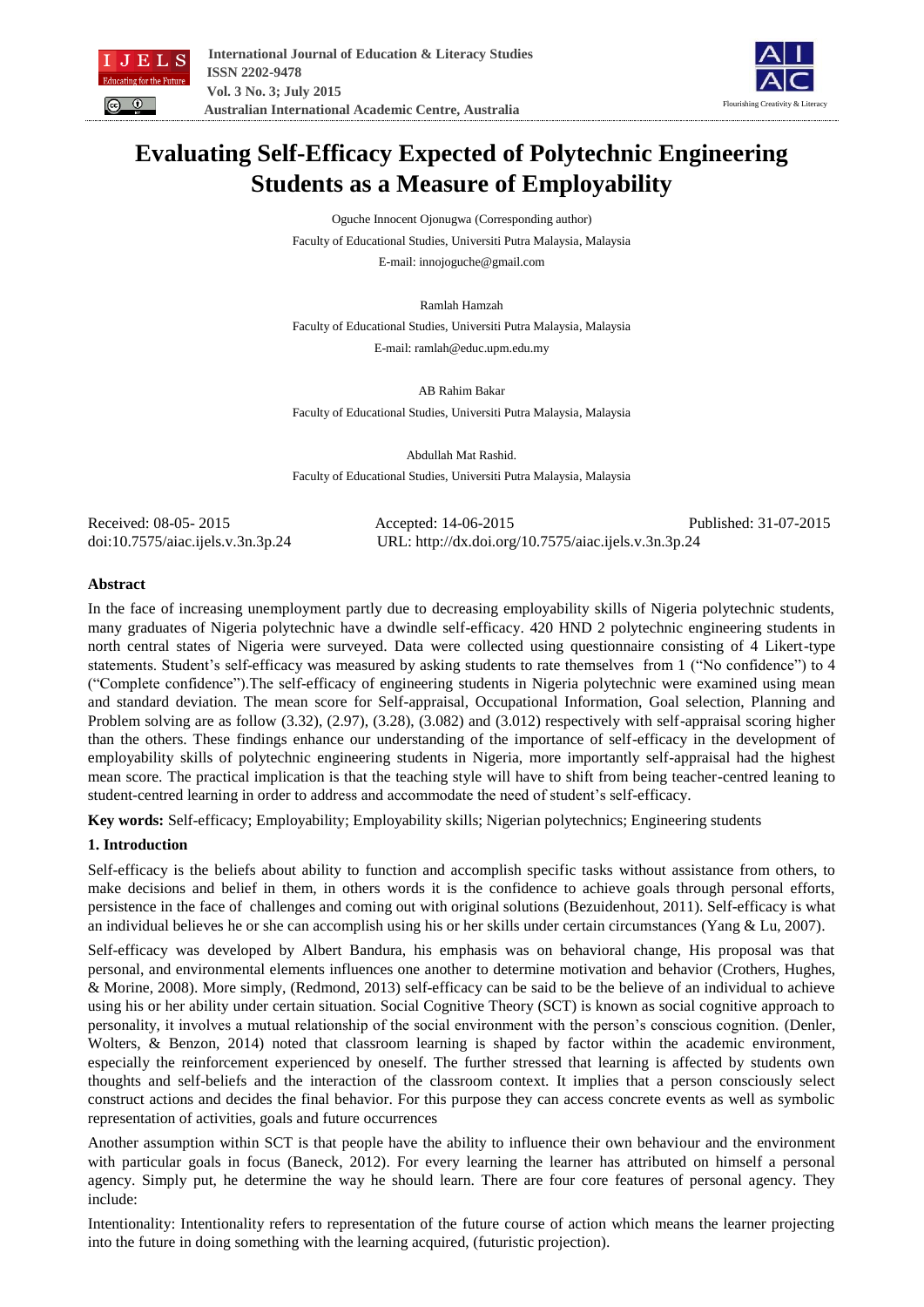# Evaluating Self-Efficacy Expected of Polytechnic Engineering Students as a Measure of Employability

Oguche Innocent Ojonugwa (Corresponding author)
Faculty of Educational Studies, Universiti Putra Malaysia, Malaysia
E-mail: innojoguche@gmail.com

Ramlah Hamzah
Faculty of Educational Studies, Universiti Putra Malaysia, Malaysia
E-mail: ramlah@educ.upm.edu.my

AB Rahim Bakar
Faculty of Educational Studies, Universiti Putra Malaysia, Malaysia

Abdullah Mat Rashid.
Faculty of Educational Studies, Universiti Putra Malaysia, Malaysia

Received: 08-05- 2015 Accepted: 14-06-2015 Published: 31-07-2015
doi:10.7575/aiac.ijels.v.3n.3p.24 URL: http://dx.doi.org/10.7575/aiac.ijels.v.3n.3p.24

## Abstract

In the face of increasing unemployment partly due to decreasing employability skills of Nigeria polytechnic students, many graduates of Nigeria polytechnic have a dwindle self-efficacy. 420 HND 2 polytechnic engineering students in north central states of Nigeria were surveyed. Data were collected using questionnaire consisting of 4 Likert-type statements. Student's self-efficacy was measured by asking students to rate themselves from 1 ("No confidence") to 4 ("Complete confidence").The self-efficacy of engineering students in Nigeria polytechnic were examined using mean and standard deviation. The mean score for Self-appraisal, Occupational Information, Goal selection, Planning and Problem solving are as follow (3.32), (2.97), (3.28), (3.082) and (3.012) respectively with self-appraisal scoring higher than the others. These findings enhance our understanding of the importance of self-efficacy in the development of employability skills of polytechnic engineering students in Nigeria, more importantly self-appraisal had the highest mean score. The practical implication is that the teaching style will have to shift from being teacher-centred leaning to student-centred learning in order to address and accommodate the need of student's self-efficacy.

**Key words:** Self-efficacy; Employability; Employability skills; Nigerian polytechnics; Engineering students

## 1. Introduction

Self-efficacy is the beliefs about ability to function and accomplish specific tasks without assistance from others, to make decisions and belief in them, in others words it is the confidence to achieve goals through personal efforts, persistence in the face of challenges and coming out with original solutions (Bezuidenhout, 2011). Self-efficacy is what an individual believes he or she can accomplish using his or her skills under certain circumstances (Yang & Lu, 2007).

Self-efficacy was developed by Albert Bandura, his emphasis was on behavioral change, His proposal was that personal, and environmental elements influences one another to determine motivation and behavior (Crothers, Hughes, & Morine, 2008). More simply, (Redmond, 2013) self-efficacy can be said to be the believe of an individual to achieve using his or her ability under certain situation. Social Cognitive Theory (SCT) is known as social cognitive approach to personality, it involves a mutual relationship of the social environment with the person's conscious cognition. (Denler, Wolters, & Benzon, 2014) noted that classroom learning is shaped by factor within the academic environment, especially the reinforcement experienced by oneself. The further stressed that learning is affected by students own thoughts and self-beliefs and the interaction of the classroom context. It implies that a person consciously select construct actions and decides the final behavior. For this purpose they can access concrete events as well as symbolic representation of activities, goals and future occurrences

Another assumption within SCT is that people have the ability to influence their own behaviour and the environment with particular goals in focus (Baneck, 2012). For every learning the learner has attributed on himself a personal agency. Simply put, he determine the way he should learn. There are four core features of personal agency. They include:

Intentionality: Intentionality refers to representation of the future course of action which means the learner projecting into the future in doing something with the learning acquired, (futuristic projection).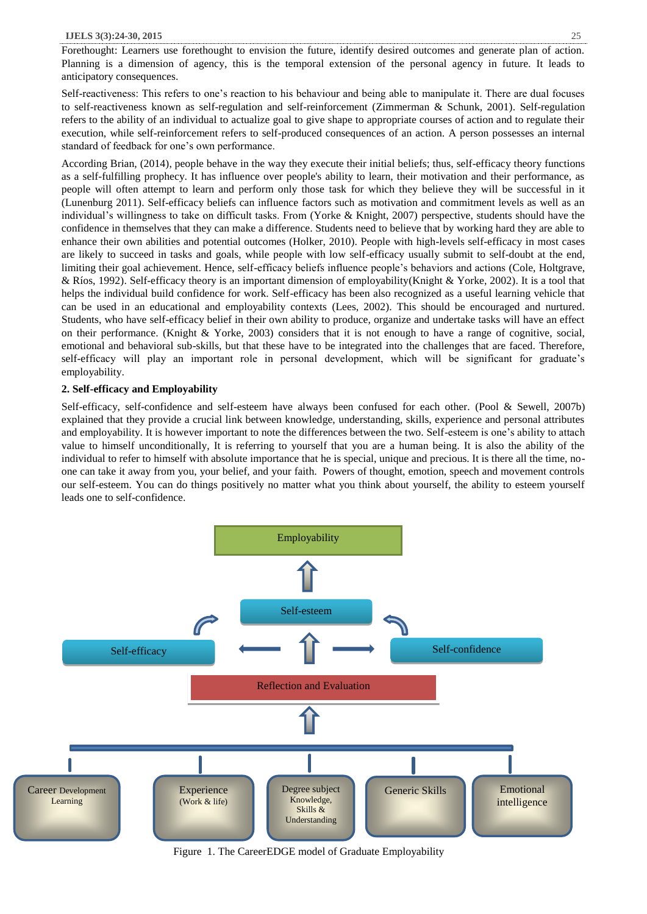Forethought: Learners use forethought to envision the future, identify desired outcomes and generate plan of action. Planning is a dimension of agency, this is the temporal extension of the personal agency in future. It leads to anticipatory consequences.

Self-reactiveness: This refers to one's reaction to his behaviour and being able to manipulate it. There are dual focuses to self-reactiveness known as self-regulation and self-reinforcement (Zimmerman & Schunk, 2001). Self-regulation refers to the ability of an individual to actualize goal to give shape to appropriate courses of action and to regulate their execution, while self-reinforcement refers to self-produced consequences of an action. A person possesses an internal standard of feedback for one's own performance.

According Brian, (2014), people behave in the way they execute their initial beliefs; thus, self-efficacy theory functions as a self-fulfilling prophecy. It has influence over people's ability to learn, their motivation and their performance, as people will often attempt to learn and perform only those task for which they believe they will be successful in it (Lunenburg 2011). Self-efficacy beliefs can influence factors such as motivation and commitment levels as well as an individual's willingness to take on difficult tasks. From (Yorke & Knight, 2007) perspective, students should have the confidence in themselves that they can make a difference. Students need to believe that by working hard they are able to enhance their own abilities and potential outcomes (Holker, 2010). People with high-levels self-efficacy in most cases are likely to succeed in tasks and goals, while people with low self-efficacy usually submit to self-doubt at the end, limiting their goal achievement. Hence, self-efficacy beliefs influence people's behaviors and actions (Cole, Holtgrave, & Ríos, 1992). Self-efficacy theory is an important dimension of employability(Knight & Yorke, 2002). It is a tool that helps the individual build confidence for work. Self-efficacy has been also recognized as a useful learning vehicle that can be used in an educational and employability contexts (Lees, 2002). This should be encouraged and nurtured. Students, who have self-efficacy belief in their own ability to produce, organize and undertake tasks will have an effect on their performance. (Knight & Yorke, 2003) considers that it is not enough to have a range of cognitive, social, emotional and behavioral sub-skills, but that these have to be integrated into the challenges that are faced. Therefore, self-efficacy will play an important role in personal development, which will be significant for graduate's employability.

## 2. Self-efficacy and Employability

Self-efficacy, self-confidence and self-esteem have always been confused for each other. (Pool & Sewell, 2007b) explained that they provide a crucial link between knowledge, understanding, skills, experience and personal attributes and employability. It is however important to note the differences between the two. Self-esteem is one's ability to attach value to himself unconditionally, It is referring to yourself that you are a human being. It is also the ability of the individual to refer to himself with absolute importance that he is special, unique and precious. It is there all the time, no-one can take it away from you, your belief, and your faith. Powers of thought, emotion, speech and movement controls our self-esteem. You can do things positively no matter what you think about yourself, the ability to esteem yourself leads one to self-confidence.

Employability

Self-esteem

Self-efficacy

Self-confidence

Reflection and Evaluation

Career Development Learning

Experience (Work & life)

Degree subject Knowledge, Skills & Understanding

Generic Skills

Emotional intelligence

Figure 1. The CareerEDGE model of Graduate Employability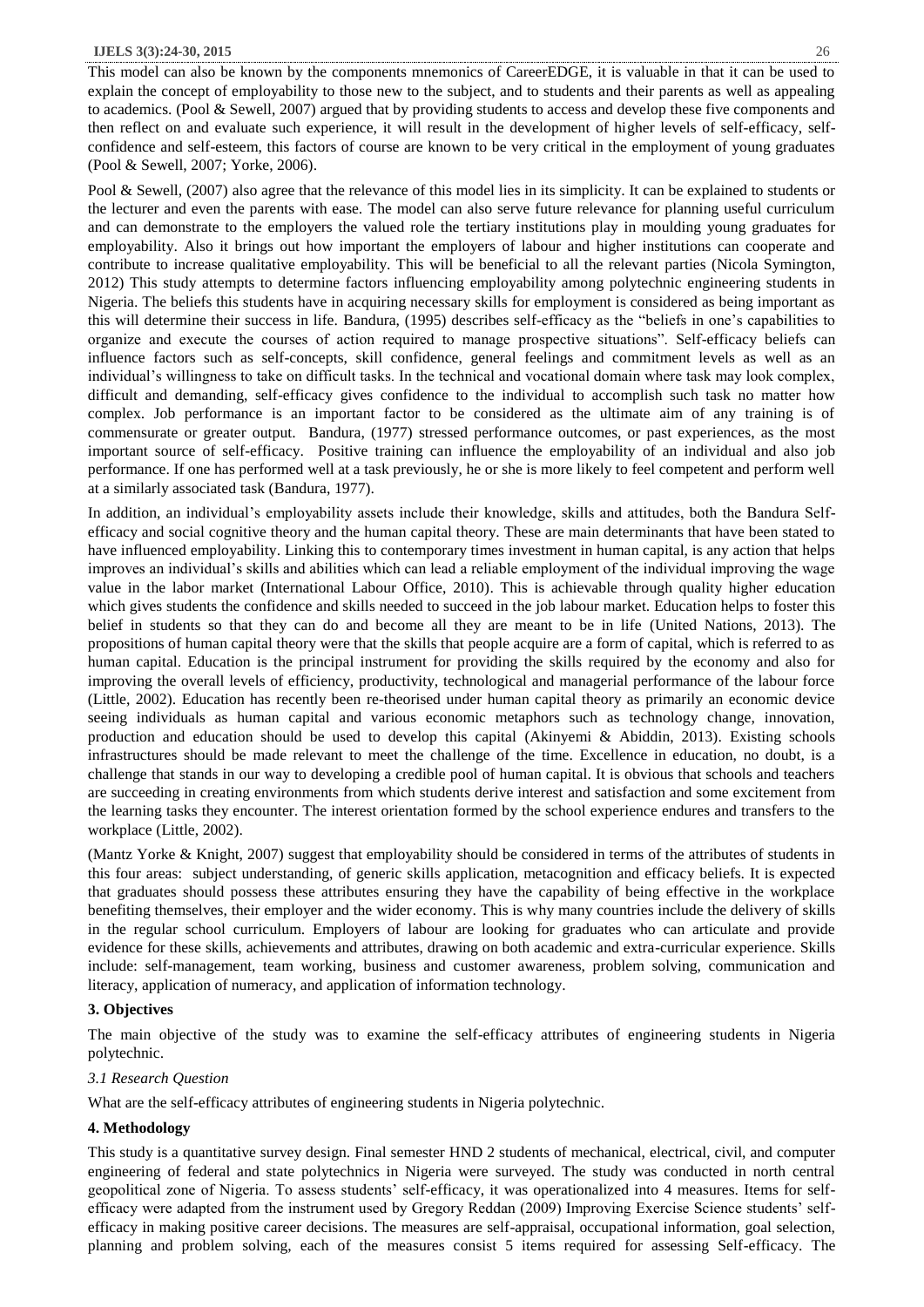This model can also be known by the components mnemonics of CareerEDGE, it is valuable in that it can be used to explain the concept of employability to those new to the subject, and to students and their parents as well as appealing to academics. (Pool & Sewell, 2007) argued that by providing students to access and develop these five components and then reflect on and evaluate such experience, it will result in the development of higher levels of self-efficacy, self-confidence and self-esteem, this factors of course are known to be very critical in the employment of young graduates (Pool & Sewell, 2007; Yorke, 2006).

Pool & Sewell, (2007) also agree that the relevance of this model lies in its simplicity. It can be explained to students or the lecturer and even the parents with ease. The model can also serve future relevance for planning useful curriculum and can demonstrate to the employers the valued role the tertiary institutions play in moulding young graduates for employability. Also it brings out how important the employers of labour and higher institutions can cooperate and contribute to increase qualitative employability. This will be beneficial to all the relevant parties (Nicola Symington, 2012) This study attempts to determine factors influencing employability among polytechnic engineering students in Nigeria. The beliefs this students have in acquiring necessary skills for employment is considered as being important as this will determine their success in life. Bandura, (1995) describes self-efficacy as the "beliefs in one's capabilities to organize and execute the courses of action required to manage prospective situations". Self-efficacy beliefs can influence factors such as self-concepts, skill confidence, general feelings and commitment levels as well as an individual's willingness to take on difficult tasks. In the technical and vocational domain where task may look complex, difficult and demanding, self-efficacy gives confidence to the individual to accomplish such task no matter how complex. Job performance is an important factor to be considered as the ultimate aim of any training is of commensurate or greater output. Bandura, (1977) stressed performance outcomes, or past experiences, as the most important source of self-efficacy. Positive training can influence the employability of an individual and also job performance. If one has performed well at a task previously, he or she is more likely to feel competent and perform well at a similarly associated task (Bandura, 1977).

In addition, an individual's employability assets include their knowledge, skills and attitudes, both the Bandura Self-efficacy and social cognitive theory and the human capital theory. These are main determinants that have been stated to have influenced employability. Linking this to contemporary times investment in human capital, is any action that helps improves an individual's skills and abilities which can lead a reliable employment of the individual improving the wage value in the labor market (International Labour Office, 2010). This is achievable through quality higher education which gives students the confidence and skills needed to succeed in the job labour market. Education helps to foster this belief in students so that they can do and become all they are meant to be in life (United Nations, 2013). The propositions of human capital theory were that the skills that people acquire are a form of capital, which is referred to as human capital. Education is the principal instrument for providing the skills required by the economy and also for improving the overall levels of efficiency, productivity, technological and managerial performance of the labour force (Little, 2002). Education has recently been re-theorised under human capital theory as primarily an economic device seeing individuals as human capital and various economic metaphors such as technology change, innovation, production and education should be used to develop this capital (Akinyemi & Abiddin, 2013). Existing schools infrastructures should be made relevant to meet the challenge of the time. Excellence in education, no doubt, is a challenge that stands in our way to developing a credible pool of human capital. It is obvious that schools and teachers are succeeding in creating environments from which students derive interest and satisfaction and some excitement from the learning tasks they encounter. The interest orientation formed by the school experience endures and transfers to the workplace (Little, 2002).

(Mantz Yorke & Knight, 2007) suggest that employability should be considered in terms of the attributes of students in this four areas: subject understanding, of generic skills application, metacognition and efficacy beliefs. It is expected that graduates should possess these attributes ensuring they have the capability of being effective in the workplace benefiting themselves, their employer and the wider economy. This is why many countries include the delivery of skills in the regular school curriculum. Employers of labour are looking for graduates who can articulate and provide evidence for these skills, achievements and attributes, drawing on both academic and extra-curricular experience. Skills include: self-management, team working, business and customer awareness, problem solving, communication and literacy, application of numeracy, and application of information technology.

## 3. Objectives

The main objective of the study was to examine the self-efficacy attributes of engineering students in Nigeria polytechnic.

### *3.1 Research Question*

What are the self-efficacy attributes of engineering students in Nigeria polytechnic.

## 4. Methodology

This study is a quantitative survey design. Final semester HND 2 students of mechanical, electrical, civil, and computer engineering of federal and state polytechnics in Nigeria were surveyed. The study was conducted in north central geopolitical zone of Nigeria. To assess students' self-efficacy, it was operationalized into 4 measures. Items for self-efficacy were adapted from the instrument used by Gregory Reddan (2009) Improving Exercise Science students' self-efficacy in making positive career decisions. The measures are self-appraisal, occupational information, goal selection, planning and problem solving, each of the measures consist 5 items required for assessing Self-efficacy. The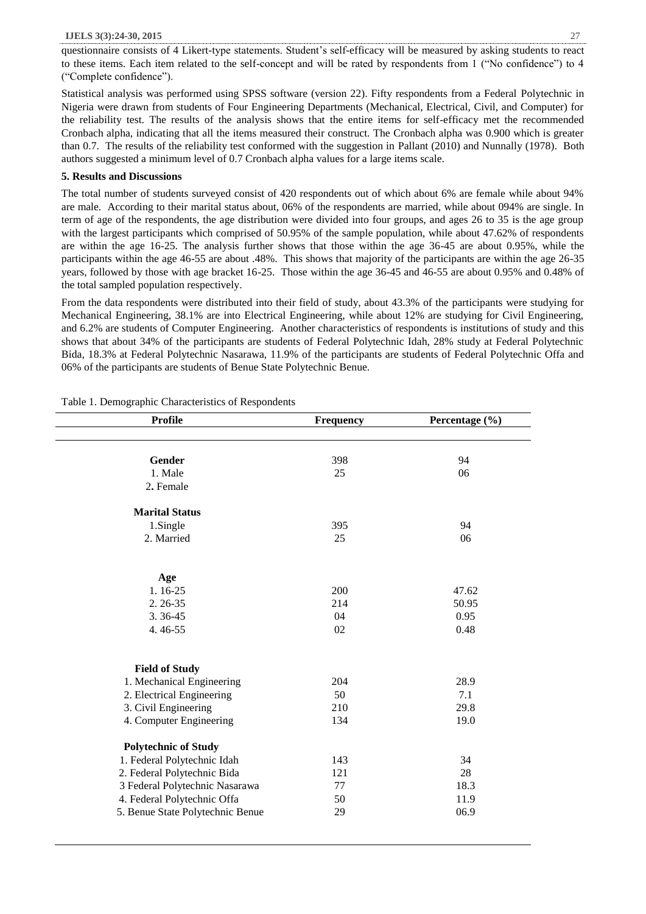questionnaire consists of 4 Likert-type statements. Student's self-efficacy will be measured by asking students to react to these items. Each item related to the self-concept and will be rated by respondents from 1 ("No confidence") to 4 ("Complete confidence").

Statistical analysis was performed using SPSS software (version 22). Fifty respondents from a Federal Polytechnic in Nigeria were drawn from students of Four Engineering Departments (Mechanical, Electrical, Civil, and Computer) for the reliability test. The results of the analysis shows that the entire items for self-efficacy met the recommended Cronbach alpha, indicating that all the items measured their construct. The Cronbach alpha was 0.900 which is greater than 0.7. The results of the reliability test conformed with the suggestion in Pallant (2010) and Nunnally (1978). Both authors suggested a minimum level of 0.7 Cronbach alpha values for a large items scale.

## 5. Results and Discussions

The total number of students surveyed consist of 420 respondents out of which about 6% are female while about 94% are male. According to their marital status about, 06% of the respondents are married, while about 094% are single. In term of age of the respondents, the age distribution were divided into four groups, and ages 26 to 35 is the age group with the largest participants which comprised of 50.95% of the sample population, while about 47.62% of respondents are within the age 16-25. The analysis further shows that those within the age 36-45 are about 0.95%, while the participants within the age 46-55 are about .48%. This shows that majority of the participants are within the age 26-35 years, followed by those with age bracket 16-25. Those within the age 36-45 and 46-55 are about 0.95% and 0.48% of the total sampled population respectively.

From the data respondents were distributed into their field of study, about 43.3% of the participants were studying for Mechanical Engineering, 38.1% are into Electrical Engineering, while about 12% are studying for Civil Engineering, and 6.2% are students of Computer Engineering. Another characteristics of respondents is institutions of study and this shows that about 34% of the participants are students of Federal Polytechnic Idah, 28% study at Federal Polytechnic Bida, 18.3% at Federal Polytechnic Nasarawa, 11.9% of the participants are students of Federal Polytechnic Offa and 06% of the participants are students of Benue State Polytechnic Benue.

Table 1. Demographic Characteristics of Respondents

| Profile | Frequency | Percentage (%) |
|---|---|---|
| **Gender** | 398 | 94 |
| 1. Male | 25 | 06 |
| 2. Female | | |
| **Marital Status** | | |
| 1.Single | 395 | 94 |
| 2. Married | 25 | 06 |
| **Age** | | |
| 1. 16-25 | 200 | 47.62 |
| 2. 26-35 | 214 | 50.95 |
| 3. 36-45 | 04 | 0.95 |
| 4. 46-55 | 02 | 0.48 |
| **Field of Study** | | |
| 1. Mechanical Engineering | 204 | 28.9 |
| 2. Electrical Engineering | 50 | 7.1 |
| 3. Civil Engineering | 210 | 29.8 |
| 4. Computer Engineering | 134 | 19.0 |
| **Polytechnic of Study** | | |
| 1. Federal Polytechnic Idah | 143 | 34 |
| 2. Federal Polytechnic Bida | 121 | 28 |
| 3 Federal Polytechnic Nasarawa | 77 | 18.3 |
| 4. Federal Polytechnic Offa | 50 | 11.9 |
| 5. Benue State Polytechnic Benue | 29 | 06.9 |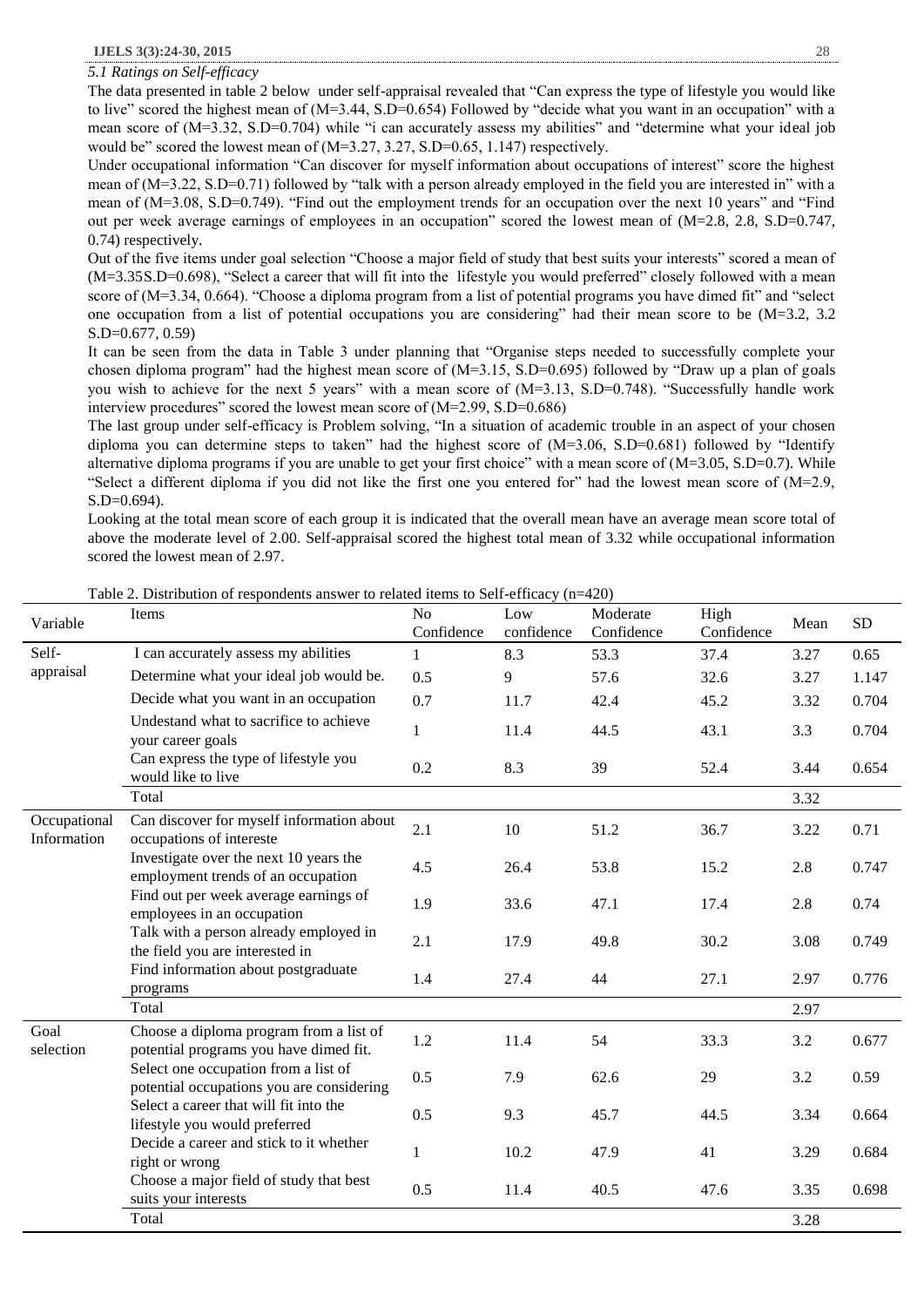*5.1 Ratings on Self-efficacy*

The data presented in table 2 below under self-appraisal revealed that "Can express the type of lifestyle you would like to live" scored the highest mean of (M=3.44, S.D=0.654) Followed by "decide what you want in an occupation" with a mean score of (M=3.32, S.D=0.704) while "i can accurately assess my abilities" and "determine what your ideal job would be" scored the lowest mean of (M=3.27, 3.27, S.D=0.65, 1.147) respectively.

Under occupational information "Can discover for myself information about occupations of interest" score the highest mean of (M=3.22, S.D=0.71) followed by "talk with a person already employed in the field you are interested in" with a mean of (M=3.08, S.D=0.749). "Find out the employment trends for an occupation over the next 10 years" and "Find out per week average earnings of employees in an occupation" scored the lowest mean of (M=2.8, 2.8, S.D=0.747, 0.74) respectively.

Out of the five items under goal selection "Choose a major field of study that best suits your interests" scored a mean of (M=3.35S.D=0.698), "Select a career that will fit into the lifestyle you would preferred" closely followed with a mean score of (M=3.34, 0.664). "Choose a diploma program from a list of potential programs you have dimed fit" and "select one occupation from a list of potential occupations you are considering" had their mean score to be (M=3.2, 3.2 S.D=0.677, 0.59)

It can be seen from the data in Table 3 under planning that "Organise steps needed to successfully complete your chosen diploma program" had the highest mean score of (M=3.15, S.D=0.695) followed by "Draw up a plan of goals you wish to achieve for the next 5 years" with a mean score of (M=3.13, S.D=0.748). "Successfully handle work interview procedures" scored the lowest mean score of (M=2.99, S.D=0.686)

The last group under self-efficacy is Problem solving, "In a situation of academic trouble in an aspect of your chosen diploma you can determine steps to taken" had the highest score of (M=3.06, S.D=0.681) followed by "Identify alternative diploma programs if you are unable to get your first choice" with a mean score of (M=3.05, S.D=0.7). While "Select a different diploma if you did not like the first one you entered for" had the lowest mean score of (M=2.9, S.D=0.694).

Looking at the total mean score of each group it is indicated that the overall mean have an average mean score total of above the moderate level of 2.00. Self-appraisal scored the highest total mean of 3.32 while occupational information scored the lowest mean of 2.97.

Table 2. Distribution of respondents answer to related items to Self-efficacy (n=420)

| Variable | Items | No Confidence | Low confidence | Moderate Confidence | High Confidence | Mean | SD |
|---|---|---|---|---|---|---|---|
| Self-appraisal | I can accurately assess my abilities | 1 | 8.3 | 53.3 | 37.4 | 3.27 | 0.65 |
| | Determine what your ideal job would be. | 0.5 | 9 | 57.6 | 32.6 | 3.27 | 1.147 |
| | Decide what you want in an occupation | 0.7 | 11.7 | 42.4 | 45.2 | 3.32 | 0.704 |
| | Undestand what to sacrifice to achieve your career goals | 1 | 11.4 | 44.5 | 43.1 | 3.3 | 0.704 |
| | Can express the type of lifestyle you would like to live | 0.2 | 8.3 | 39 | 52.4 | 3.44 | 0.654 |
| | Total | | | | | 3.32 | |
| Occupational Information | Can discover for myself information about occupations of intereste | 2.1 | 10 | 51.2 | 36.7 | 3.22 | 0.71 |
| | Investigate over the next 10 years the employment trends of an occupation | 4.5 | 26.4 | 53.8 | 15.2 | 2.8 | 0.747 |
| | Find out per week average earnings of employees in an occupation | 1.9 | 33.6 | 47.1 | 17.4 | 2.8 | 0.74 |
| | Talk with a person already employed in the field you are interested in | 2.1 | 17.9 | 49.8 | 30.2 | 3.08 | 0.749 |
| | Find information about postgraduate programs | 1.4 | 27.4 | 44 | 27.1 | 2.97 | 0.776 |
| | Total | | | | | 2.97 | |
| Goal selection | Choose a diploma program from a list of potential programs you have dimed fit. | 1.2 | 11.4 | 54 | 33.3 | 3.2 | 0.677 |
| | Select one occupation from a list of potential occupations you are considering | 0.5 | 7.9 | 62.6 | 29 | 3.2 | 0.59 |
| | Select a career that will fit into the lifestyle you would preferred | 0.5 | 9.3 | 45.7 | 44.5 | 3.34 | 0.664 |
| | Decide a career and stick to it whether right or wrong | 1 | 10.2 | 47.9 | 41 | 3.29 | 0.684 |
| | Choose a major field of study that best suits your interests | 0.5 | 11.4 | 40.5 | 47.6 | 3.35 | 0.698 |
| | Total | | | | | 3.28 | |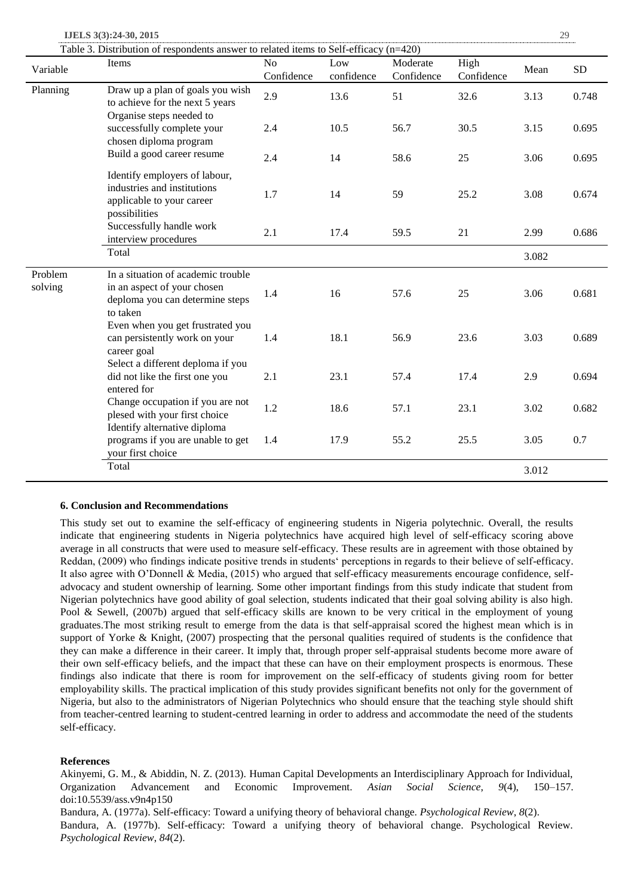Table 3. Distribution of respondents answer to related items to Self-efficacy (n=420)

| Variable | Items | No Confidence | Low confidence | Moderate Confidence | High Confidence | Mean | SD |
|---|---|---|---|---|---|---|---|
| Planning | Draw up a plan of goals you wish to achieve for the next 5 years | 2.9 | 13.6 | 51 | 32.6 | 3.13 | 0.748 |
| | Organise steps needed to successfully complete your chosen diploma program | 2.4 | 10.5 | 56.7 | 30.5 | 3.15 | 0.695 |
| | Build a good career resume | 2.4 | 14 | 58.6 | 25 | 3.06 | 0.695 |
| | Identify employers of labour, industries and institutions applicable to your career possibilities | 1.7 | 14 | 59 | 25.2 | 3.08 | 0.674 |
| | Successfully handle work interview procedures | 2.1 | 17.4 | 59.5 | 21 | 2.99 | 0.686 |
| | Total | | | | | 3.082 | |
| Problem solving | In a situation of academic trouble in an aspect of your chosen deploma you can determine steps to taken | 1.4 | 16 | 57.6 | 25 | 3.06 | 0.681 |
| | Even when you get frustrated you can persistently work on your career goal | 1.4 | 18.1 | 56.9 | 23.6 | 3.03 | 0.689 |
| | Select a different deploma if you did not like the first one you entered for | 2.1 | 23.1 | 57.4 | 17.4 | 2.9 | 0.694 |
| | Change occupation if you are not plesed with your first choice | 1.2 | 18.6 | 57.1 | 23.1 | 3.02 | 0.682 |
| | Identify alternative diploma programs if you are unable to get your first choice | 1.4 | 17.9 | 55.2 | 25.5 | 3.05 | 0.7 |
| | Total | | | | | 3.012 | |

### 6. Conclusion and Recommendations

This study set out to examine the self-efficacy of engineering students in Nigeria polytechnic. Overall, the results indicate that engineering students in Nigeria polytechnics have acquired high level of self-efficacy scoring above average in all constructs that were used to measure self-efficacy. These results are in agreement with those obtained by Reddan, (2009) who findings indicate positive trends in students' perceptions in regards to their believe of self-efficacy. It also agree with O'Donnell & Media, (2015) who argued that self-efficacy measurements encourage confidence, self-advocacy and student ownership of learning. Some other important findings from this study indicate that student from Nigerian polytechnics have good ability of goal selection, students indicated that their goal solving ability is also high. Pool & Sewell, (2007b) argued that self-efficacy skills are known to be very critical in the employment of young graduates.The most striking result to emerge from the data is that self-appraisal scored the highest mean which is in support of Yorke & Knight, (2007) prospecting that the personal qualities required of students is the confidence that they can make a difference in their career. It imply that, through proper self-appraisal students become more aware of their own self-efficacy beliefs, and the impact that these can have on their employment prospects is enormous. These findings also indicate that there is room for improvement on the self-efficacy of students giving room for better employability skills. The practical implication of this study provides significant benefits not only for the government of Nigeria, but also to the administrators of Nigerian Polytechnics who should ensure that the teaching style should shift from teacher-centred learning to student-centred learning in order to address and accommodate the need of the students self-efficacy.

### References

Akinyemi, G. M., & Abiddin, N. Z. (2013). Human Capital Developments an Interdisciplinary Approach for Individual, Organization Advancement and Economic Improvement. *Asian Social Science*, *9*(4), 150–157. doi:10.5539/ass.v9n4p150

Bandura, A. (1977a). Self-efficacy: Toward a unifying theory of behavioral change. *Psychological Review*, *8*(2).

Bandura, A. (1977b). Self-efficacy: Toward a unifying theory of behavioral change. Psychological Review. *Psychological Review*, *84*(2).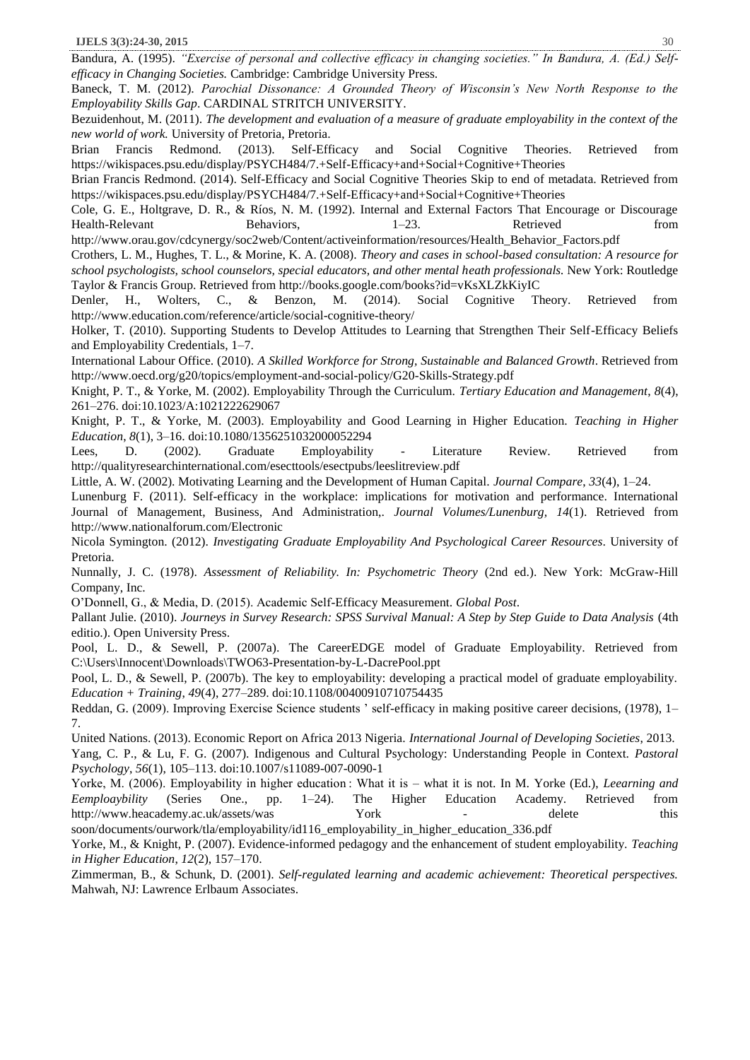Bandura, A. (1995). *"Exercise of personal and collective efficacy in changing societies." In Bandura, A. (Ed.) Self-efficacy in Changing Societies.* Cambridge: Cambridge University Press.

Baneck, T. M. (2012). *Parochial Dissonance: A Grounded Theory of Wisconsin's New North Response to the Employability Skills Gap*. CARDINAL STRITCH UNIVERSITY.

Bezuidenhout, M. (2011). *The development and evaluation of a measure of graduate employability in the context of the new world of work.* University of Pretoria, Pretoria.

Brian Francis Redmond. (2013). Self-Efficacy and Social Cognitive Theories. Retrieved from https://wikispaces.psu.edu/display/PSYCH484/7.+Self-Efficacy+and+Social+Cognitive+Theories

Brian Francis Redmond. (2014). Self-Efficacy and Social Cognitive Theories Skip to end of metadata. Retrieved from https://wikispaces.psu.edu/display/PSYCH484/7.+Self-Efficacy+and+Social+Cognitive+Theories

Cole, G. E., Holtgrave, D. R., & Ríos, N. M. (1992). Internal and External Factors That Encourage or Discourage Health-Relevant Behaviors, 1–23. Retrieved from http://www.orau.gov/cdcynergy/soc2web/Content/activeinformation/resources/Health_Behavior_Factors.pdf

Crothers, L. M., Hughes, T. L., & Morine, K. A. (2008). *Theory and cases in school-based consultation: A resource for school psychologists, school counselors, special educators, and other mental heath professionals.* New York: Routledge Taylor & Francis Group. Retrieved from http://books.google.com/books?id=vKsXLZkKiyIC

Denler, H., Wolters, C., & Benzon, M. (2014). Social Cognitive Theory. Retrieved from http://www.education.com/reference/article/social-cognitive-theory/

Holker, T. (2010). Supporting Students to Develop Attitudes to Learning that Strengthen Their Self-Efficacy Beliefs and Employability Credentials, 1–7.

International Labour Office. (2010). *A Skilled Workforce for Strong, Sustainable and Balanced Growth*. Retrieved from http://www.oecd.org/g20/topics/employment-and-social-policy/G20-Skills-Strategy.pdf

Knight, P. T., & Yorke, M. (2002). Employability Through the Curriculum. *Tertiary Education and Management*, *8*(4), 261–276. doi:10.1023/A:1021222629067

Knight, P. T., & Yorke, M. (2003). Employability and Good Learning in Higher Education. *Teaching in Higher Education*, *8*(1), 3–16. doi:10.1080/1356251032000052294

Lees, D. (2002). Graduate Employability - Literature Review. Retrieved from http://qualityresearchinternational.com/esecttools/esectpubs/leeslitreview.pdf

Little, A. W. (2002). Motivating Learning and the Development of Human Capital. *Journal Compare*, *33*(4), 1–24.

Lunenburg F. (2011). Self-efficacy in the workplace: implications for motivation and performance. International Journal of Management, Business, And Administration,. *Journal Volumes/Lunenburg*, *14*(1). Retrieved from http://www.nationalforum.com/Electronic

Nicola Symington. (2012). *Investigating Graduate Employability And Psychological Career Resources*. University of Pretoria.

Nunnally, J. C. (1978). *Assessment of Reliability. In: Psychometric Theory* (2nd ed.). New York: McGraw-Hill Company, Inc.

O'Donnell, G., & Media, D. (2015). Academic Self-Efficacy Measurement. *Global Post*.

Pallant Julie. (2010). *Journeys in Survey Research: SPSS Survival Manual: A Step by Step Guide to Data Analysis* (4th editio.). Open University Press.

Pool, L. D., & Sewell, P. (2007a). The CareerEDGE model of Graduate Employability. Retrieved from C:\Users\Innocent\Downloads\TWO63-Presentation-by-L-DacrePool.ppt

Pool, L. D., & Sewell, P. (2007b). The key to employability: developing a practical model of graduate employability. *Education + Training*, *49*(4), 277–289. doi:10.1108/00400910710754435

Reddan, G. (2009). Improving Exercise Science students ' self-efficacy in making positive career decisions, (1978), 1–7.

United Nations. (2013). Economic Report on Africa 2013 Nigeria. *International Journal of Developing Societies*, 2013.

Yang, C. P., & Lu, F. G. (2007). Indigenous and Cultural Psychology: Understanding People in Context. *Pastoral Psychology*, *56*(1), 105–113. doi:10.1007/s11089-007-0090-1

Yorke, M. (2006). Employability in higher education : What it is – what it is not. In M. Yorke (Ed.), *Leearning and Eemploaybility* (Series One., pp. 1–24). The Higher Education Academy. Retrieved from http://www.heacademy.ac.uk/assets/was York - delete this soon/documents/ourwork/tla/employability/id116_employability_in_higher_education_336.pdf

Yorke, M., & Knight, P. (2007). Evidence-informed pedagogy and the enhancement of student employability. *Teaching in Higher Education*, *12*(2), 157–170.

Zimmerman, B., & Schunk, D. (2001). *Self-regulated learning and academic achievement: Theoretical perspectives.* Mahwah, NJ: Lawrence Erlbaum Associates.